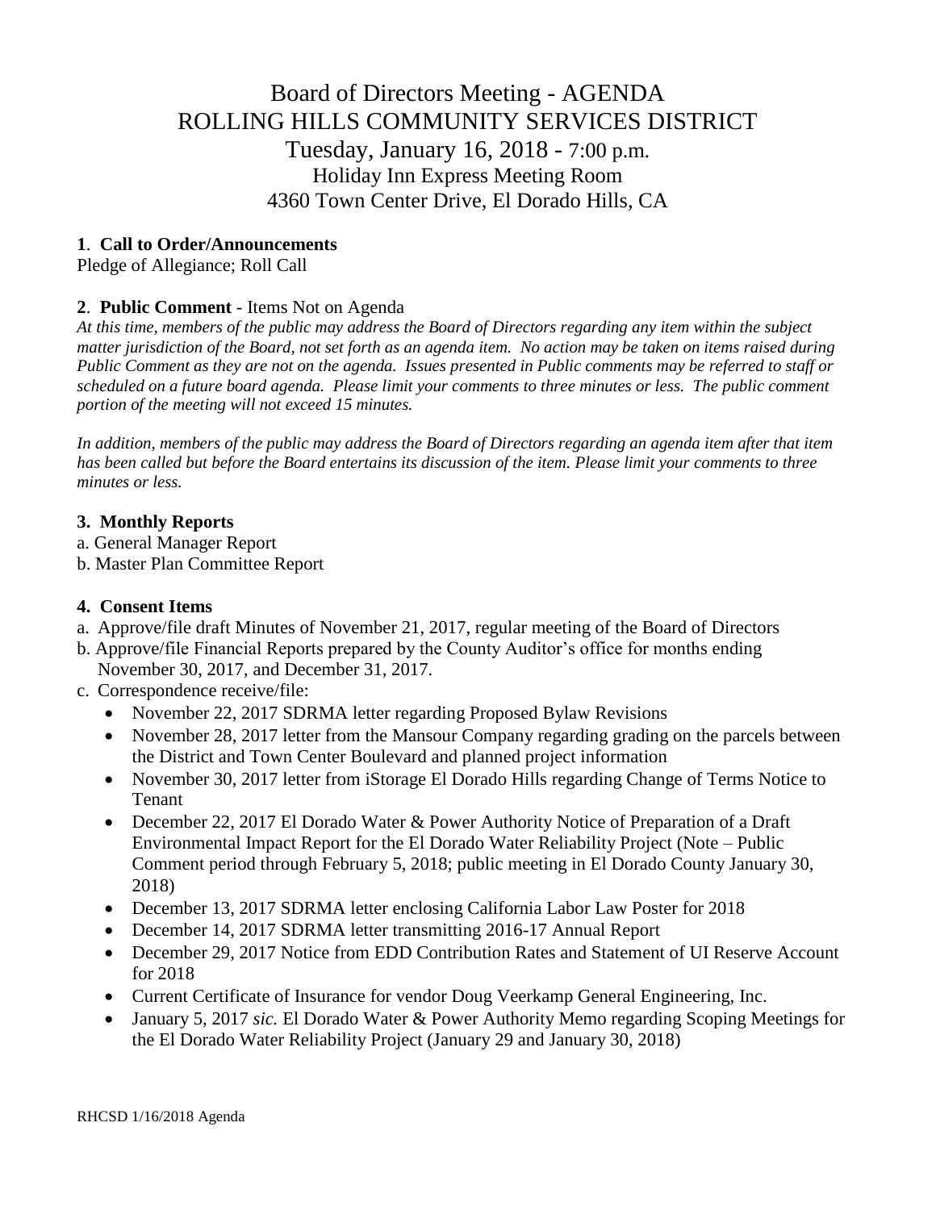# Board of Directors Meeting - AGENDA
# ROLLING HILLS COMMUNITY SERVICES DISTRICT
## Tuesday, January 16, 2018 - 7:00 p.m.
### Holiday Inn Express Meeting Room
### 4360 Town Center Drive, El Dorado Hills, CA

**1**. **Call to Order/Announcements**

Pledge of Allegiance; Roll Call

**2**. **Public Comment** - Items Not on Agenda

*At this time, members of the public may address the Board of Directors regarding any item within the subject matter jurisdiction of the Board, not set forth as an agenda item. No action may be taken on items raised during Public Comment as they are not on the agenda. Issues presented in Public comments may be referred to staff or scheduled on a future board agenda. Please limit your comments to three minutes or less. The public comment portion of the meeting will not exceed 15 minutes.*

*In addition, members of the public may address the Board of Directors regarding an agenda item after that item has been called but before the Board entertains its discussion of the item. Please limit your comments to three minutes or less.*

**3. Monthly Reports**

a. General Manager Report
b. Master Plan Committee Report

**4. Consent Items**

a. Approve/file draft Minutes of November 21, 2017, regular meeting of the Board of Directors
b. Approve/file Financial Reports prepared by the County Auditor's office for months ending November 30, 2017, and December 31, 2017.
c. Correspondence receive/file:

- November 22, 2017 SDRMA letter regarding Proposed Bylaw Revisions
- November 28, 2017 letter from the Mansour Company regarding grading on the parcels between the District and Town Center Boulevard and planned project information
- November 30, 2017 letter from iStorage El Dorado Hills regarding Change of Terms Notice to Tenant
- December 22, 2017 El Dorado Water & Power Authority Notice of Preparation of a Draft Environmental Impact Report for the El Dorado Water Reliability Project (Note – Public Comment period through February 5, 2018; public meeting in El Dorado County January 30, 2018)
- December 13, 2017 SDRMA letter enclosing California Labor Law Poster for 2018
- December 14, 2017 SDRMA letter transmitting 2016-17 Annual Report
- December 29, 2017 Notice from EDD Contribution Rates and Statement of UI Reserve Account for 2018
- Current Certificate of Insurance for vendor Doug Veerkamp General Engineering, Inc.
- January 5, 2017 *sic.* El Dorado Water & Power Authority Memo regarding Scoping Meetings for the El Dorado Water Reliability Project (January 29 and January 30, 2018)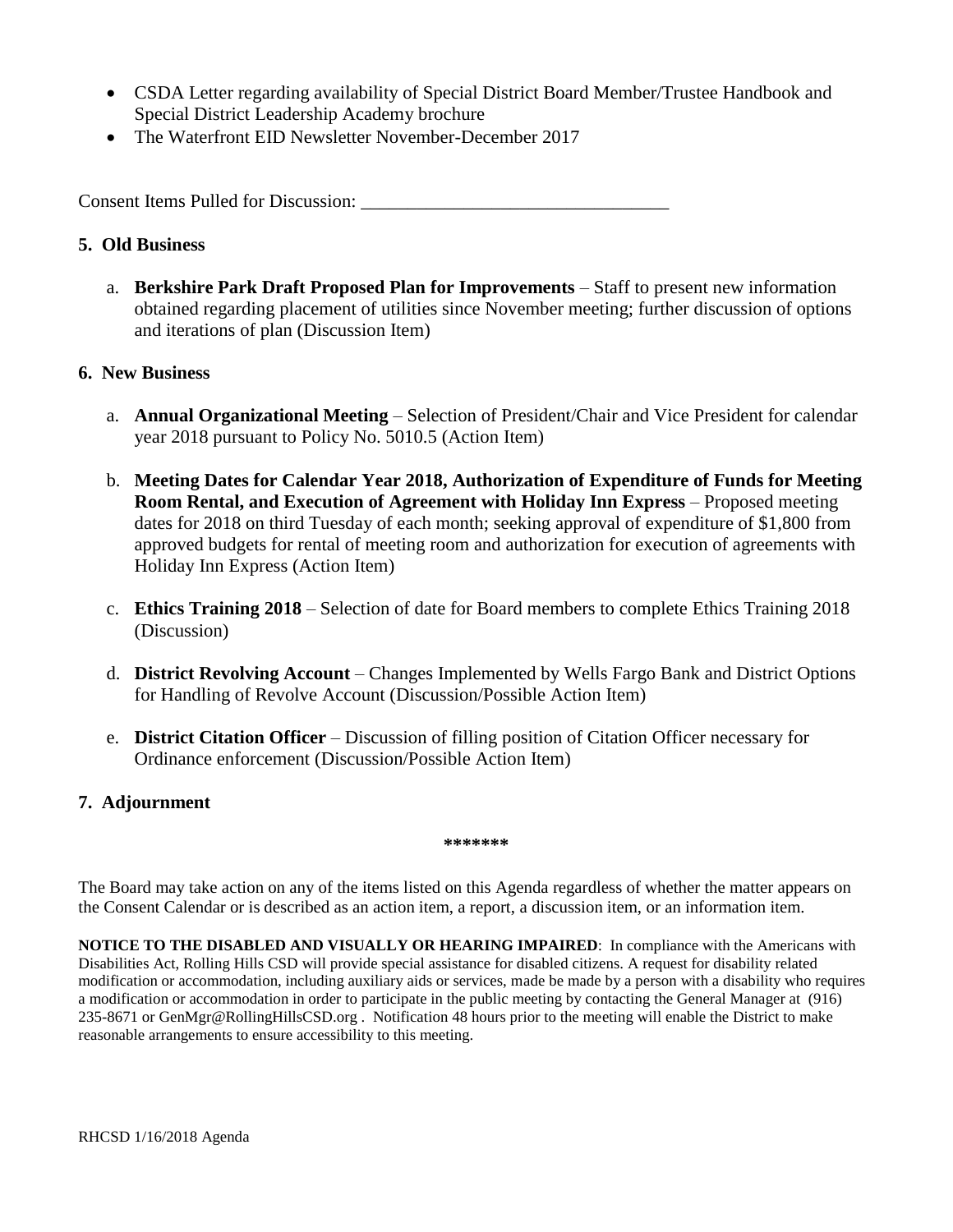- CSDA Letter regarding availability of Special District Board Member/Trustee Handbook and Special District Leadership Academy brochure
- The Waterfront EID Newsletter November-December 2017

Consent Items Pulled for Discussion: ________________________________

**5. Old Business**

a. **Berkshire Park Draft Proposed Plan for Improvements** – Staff to present new information obtained regarding placement of utilities since November meeting; further discussion of options and iterations of plan (Discussion Item)

**6. New Business**

a. **Annual Organizational Meeting** – Selection of President/Chair and Vice President for calendar year 2018 pursuant to Policy No. 5010.5 (Action Item)

b. **Meeting Dates for Calendar Year 2018, Authorization of Expenditure of Funds for Meeting Room Rental, and Execution of Agreement with Holiday Inn Express** – Proposed meeting dates for 2018 on third Tuesday of each month; seeking approval of expenditure of $1,800 from approved budgets for rental of meeting room and authorization for execution of agreements with Holiday Inn Express (Action Item)

c. **Ethics Training 2018** – Selection of date for Board members to complete Ethics Training 2018 (Discussion)

d. **District Revolving Account** – Changes Implemented by Wells Fargo Bank and District Options for Handling of Revolve Account (Discussion/Possible Action Item)

e. **District Citation Officer** – Discussion of filling position of Citation Officer necessary for Ordinance enforcement (Discussion/Possible Action Item)

**7. Adjournment**

*******

The Board may take action on any of the items listed on this Agenda regardless of whether the matter appears on the Consent Calendar or is described as an action item, a report, a discussion item, or an information item.

**NOTICE TO THE DISABLED AND VISUALLY OR HEARING IMPAIRED**: In compliance with the Americans with Disabilities Act, Rolling Hills CSD will provide special assistance for disabled citizens. A request for disability related modification or accommodation, including auxiliary aids or services, made be made by a person with a disability who requires a modification or accommodation in order to participate in the public meeting by contacting the General Manager at (916) 235-8671 or GenMgr@RollingHillsCSD.org . Notification 48 hours prior to the meeting will enable the District to make reasonable arrangements to ensure accessibility to this meeting.